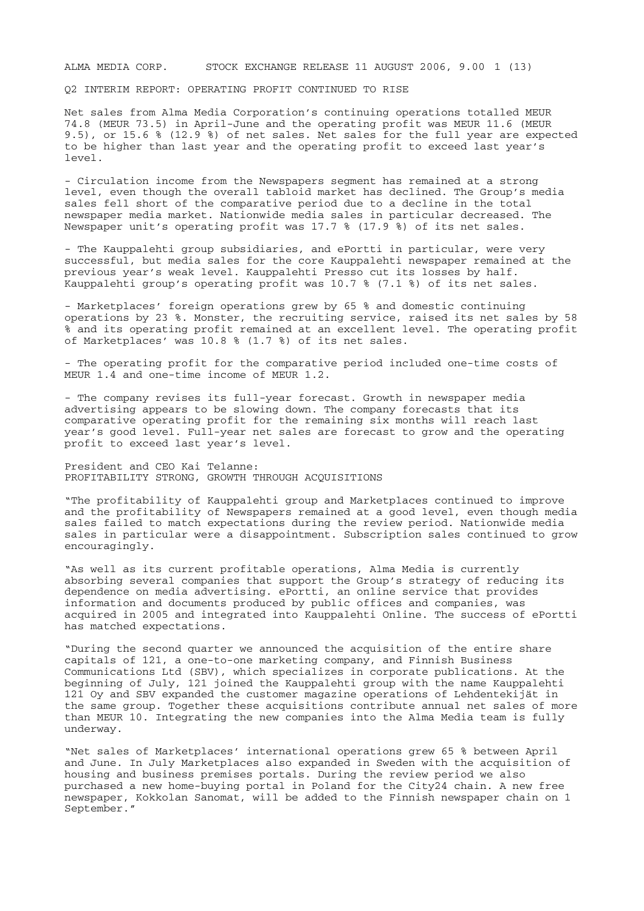ALMA MEDIA CORP. STOCK EXCHANGE RELEASE 11 AUGUST 2006, 9.00

# Q2 INTERIM REPORT: OPERATING PROFIT CONTINUED TO RISE

Net sales from Alma Media Corporation's continuing operations totalled MEUR 74.8 (MEUR 73.5) in April-June and the operating profit was MEUR 11.6 (MEUR 9.5), or 15.6 % (12.9 %) of net sales. Net sales for the full year are expected to be higher than last year and the operating profit to exceed last year's level.

- Circulation income from the Newspapers segment has remained at a strong level, even though the overall tabloid market has declined. The Group's media sales fell short of the comparative period due to a decline in the total newspaper media market. Nationwide media sales in particular decreased. The Newspaper unit's operating profit was 17.7 % (17.9 %) of its net sales.

- The Kauppalehti group subsidiaries, and ePortti in particular, were very successful, but media sales for the core Kauppalehti newspaper remained at the previous year's weak level. Kauppalehti Presso cut its losses by half. Kauppalehti group's operating profit was 10.7 % (7.1 %) of its net sales.

- Marketplaces' foreign operations grew by 65 % and domestic continuing operations by 23 %. Monster, the recruiting service, raised its net sales by 58 % and its operating profit remained at an excellent level. The operating profit of Marketplaces' was 10.8 % (1.7 %) of its net sales.

- The operating profit for the comparative period included one-time costs of MEUR 1.4 and one-time income of MEUR 1.2.

- The company revises its full-year forecast. Growth in newspaper media advertising appears to be slowing down. The company forecasts that its comparative operating profit for the remaining six months will reach last year's good level. Full-year net sales are forecast to grow and the operating profit to exceed last year's level.

President and CEO Kai Telanne:
## PROFITABILITY STRONG, GROWTH THROUGH ACQUISITIONS

"The profitability of Kauppalehti group and Marketplaces continued to improve and the profitability of Newspapers remained at a good level, even though media sales failed to match expectations during the review period. Nationwide media sales in particular were a disappointment. Subscription sales continued to grow encouragingly.

"As well as its current profitable operations, Alma Media is currently absorbing several companies that support the Group's strategy of reducing its dependence on media advertising. ePortti, an online service that provides information and documents produced by public offices and companies, was acquired in 2005 and integrated into Kauppalehti Online. The success of ePortti has matched expectations.

"During the second quarter we announced the acquisition of the entire share capitals of 121, a one-to-one marketing company, and Finnish Business Communications Ltd (SBV), which specializes in corporate publications. At the beginning of July, 121 joined the Kauppalehti group with the name Kauppalehti 121 Oy and SBV expanded the customer magazine operations of Lehdentekijät in the same group. Together these acquisitions contribute annual net sales of more than MEUR 10. Integrating the new companies into the Alma Media team is fully underway.

"Net sales of Marketplaces' international operations grew 65 % between April and June. In July Marketplaces also expanded in Sweden with the acquisition of housing and business premises portals. During the review period we also purchased a new home-buying portal in Poland for the City24 chain. A new free newspaper, Kokkolan Sanomat, will be added to the Finnish newspaper chain on 1 September."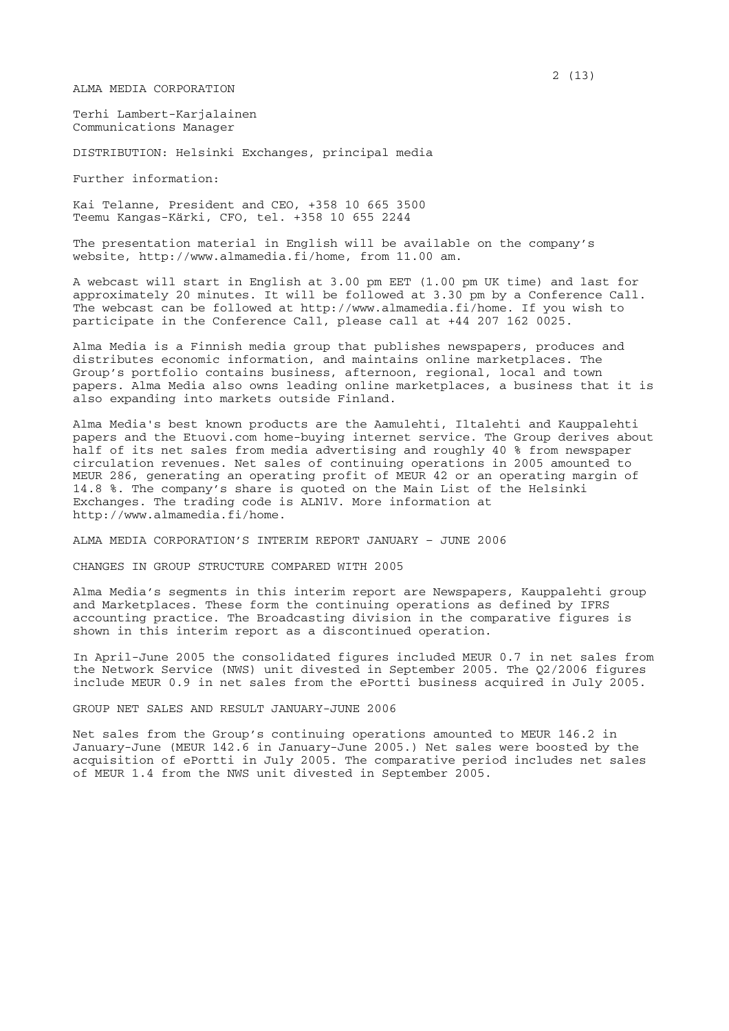ALMA MEDIA CORPORATION

Terhi Lambert-Karjalainen
Communications Manager

DISTRIBUTION: Helsinki Exchanges, principal media

Further information:

Kai Telanne, President and CEO, +358 10 665 3500
Teemu Kangas-Kärki, CFO, tel. +358 10 655 2244

The presentation material in English will be available on the company's website, http://www.almamedia.fi/home, from 11.00 am.

A webcast will start in English at 3.00 pm EET (1.00 pm UK time) and last for approximately 20 minutes. It will be followed at 3.30 pm by a Conference Call. The webcast can be followed at http://www.almamedia.fi/home. If you wish to participate in the Conference Call, please call at +44 207 162 0025.

Alma Media is a Finnish media group that publishes newspapers, produces and distributes economic information, and maintains online marketplaces. The Group's portfolio contains business, afternoon, regional, local and town papers. Alma Media also owns leading online marketplaces, a business that it is also expanding into markets outside Finland.

Alma Media's best known products are the Aamulehti, Iltalehti and Kauppalehti papers and the Etuovi.com home-buying internet service. The Group derives about half of its net sales from media advertising and roughly 40 % from newspaper circulation revenues. Net sales of continuing operations in 2005 amounted to MEUR 286, generating an operating profit of MEUR 42 or an operating margin of 14.8 %. The company's share is quoted on the Main List of the Helsinki Exchanges. The trading code is ALN1V. More information at http://www.almamedia.fi/home.

## ALMA MEDIA CORPORATION'S INTERIM REPORT JANUARY – JUNE 2006

### CHANGES IN GROUP STRUCTURE COMPARED WITH 2005

Alma Media's segments in this interim report are Newspapers, Kauppalehti group and Marketplaces. These form the continuing operations as defined by IFRS accounting practice. The Broadcasting division in the comparative figures is shown in this interim report as a discontinued operation.

In April-June 2005 the consolidated figures included MEUR 0.7 in net sales from the Network Service (NWS) unit divested in September 2005. The Q2/2006 figures include MEUR 0.9 in net sales from the ePortti business acquired in July 2005.

### GROUP NET SALES AND RESULT JANUARY-JUNE 2006

Net sales from the Group's continuing operations amounted to MEUR 146.2 in January-June (MEUR 142.6 in January-June 2005.) Net sales were boosted by the acquisition of ePortti in July 2005. The comparative period includes net sales of MEUR 1.4 from the NWS unit divested in September 2005.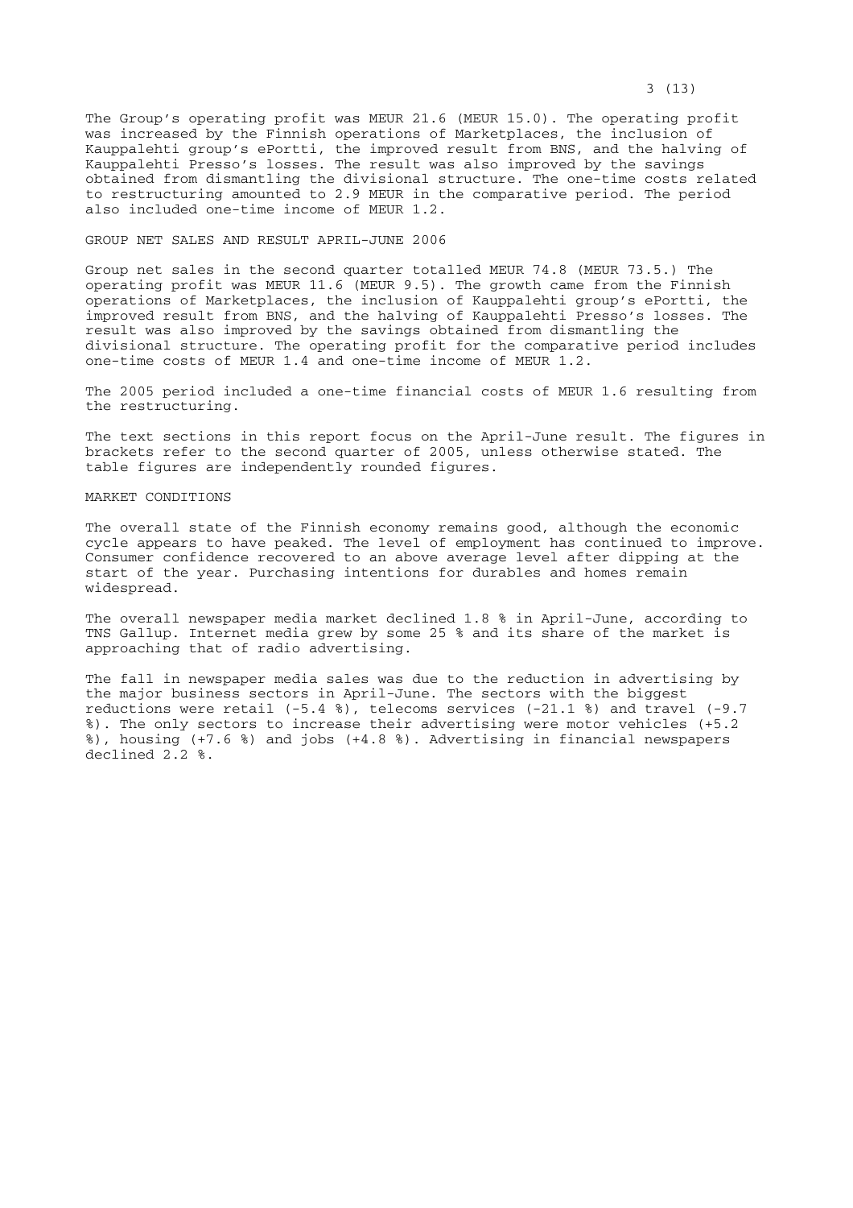The Group's operating profit was MEUR 21.6 (MEUR 15.0). The operating profit was increased by the Finnish operations of Marketplaces, the inclusion of Kauppalehti group's ePortti, the improved result from BNS, and the halving of Kauppalehti Presso's losses. The result was also improved by the savings obtained from dismantling the divisional structure. The one-time costs related to restructuring amounted to 2.9 MEUR in the comparative period. The period also included one-time income of MEUR 1.2.

## GROUP NET SALES AND RESULT APRIL-JUNE 2006

Group net sales in the second quarter totalled MEUR 74.8 (MEUR 73.5.) The operating profit was MEUR 11.6 (MEUR 9.5). The growth came from the Finnish operations of Marketplaces, the inclusion of Kauppalehti group's ePortti, the improved result from BNS, and the halving of Kauppalehti Presso's losses. The result was also improved by the savings obtained from dismantling the divisional structure. The operating profit for the comparative period includes one-time costs of MEUR 1.4 and one-time income of MEUR 1.2.

The 2005 period included a one-time financial costs of MEUR 1.6 resulting from the restructuring.

The text sections in this report focus on the April-June result. The figures in brackets refer to the second quarter of 2005, unless otherwise stated. The table figures are independently rounded figures.

## MARKET CONDITIONS

The overall state of the Finnish economy remains good, although the economic cycle appears to have peaked. The level of employment has continued to improve. Consumer confidence recovered to an above average level after dipping at the start of the year. Purchasing intentions for durables and homes remain widespread.

The overall newspaper media market declined 1.8 % in April-June, according to TNS Gallup. Internet media grew by some 25 % and its share of the market is approaching that of radio advertising.

The fall in newspaper media sales was due to the reduction in advertising by the major business sectors in April-June. The sectors with the biggest reductions were retail (-5.4 %), telecoms services (-21.1 %) and travel (-9.7 %). The only sectors to increase their advertising were motor vehicles (+5.2 %), housing (+7.6 %) and jobs (+4.8 %). Advertising in financial newspapers declined 2.2 %.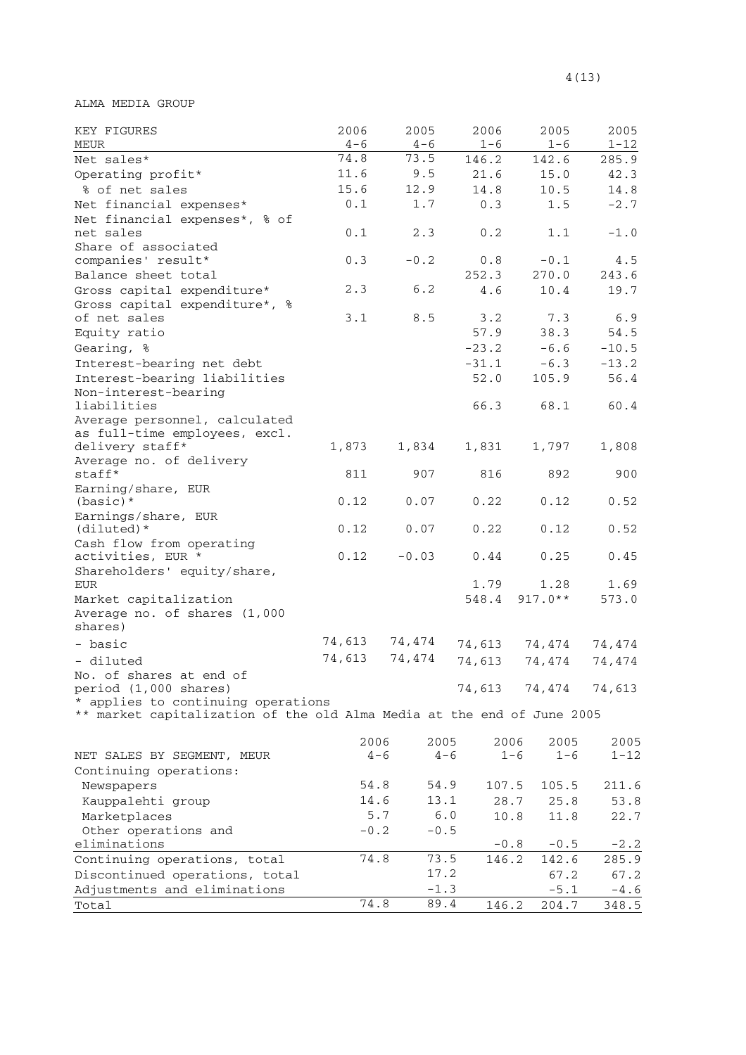ALMA MEDIA GROUP

| KEY FIGURES MEUR | 2006 4-6 | 2005 4-6 | 2006 1-6 | 2005 1-6 | 2005 1-12 |
|---|---|---|---|---|---|
| Net sales* | 74.8 | 73.5 | 146.2 | 142.6 | 285.9 |
| Operating profit* | 11.6 | 9.5 | 21.6 | 15.0 | 42.3 |
| % of net sales | 15.6 | 12.9 | 14.8 | 10.5 | 14.8 |
| Net financial expenses* | 0.1 | 1.7 | 0.3 | 1.5 | -2.7 |
| Net financial expenses*, % of net sales | 0.1 | 2.3 | 0.2 | 1.1 | -1.0 |
| Share of associated companies' result* | 0.3 | -0.2 | 0.8 | -0.1 | 4.5 |
| Balance sheet total | | | 252.3 | 270.0 | 243.6 |
| Gross capital expenditure* | 2.3 | 6.2 | 4.6 | 10.4 | 19.7 |
| Gross capital expenditure*, % of net sales | 3.1 | 8.5 | 3.2 | 7.3 | 6.9 |
| Equity ratio | | | 57.9 | 38.3 | 54.5 |
| Gearing, % | | | -23.2 | -6.6 | -10.5 |
| Interest-bearing net debt | | | -31.1 | -6.3 | -13.2 |
| Interest-bearing liabilities | | | 52.0 | 105.9 | 56.4 |
| Non-interest-bearing liabilities | | | 66.3 | 68.1 | 60.4 |
| Average personnel, calculated as full-time employees, excl. delivery staff* | 1,873 | 1,834 | 1,831 | 1,797 | 1,808 |
| Average no. of delivery staff* | 811 | 907 | 816 | 892 | 900 |
| Earning/share, EUR (basic)* | 0.12 | 0.07 | 0.22 | 0.12 | 0.52 |
| Earnings/share, EUR (diluted)* | 0.12 | 0.07 | 0.22 | 0.12 | 0.52 |
| Cash flow from operating activities, EUR * | 0.12 | -0.03 | 0.44 | 0.25 | 0.45 |
| Shareholders' equity/share, EUR | | | 1.79 | 1.28 | 1.69 |
| Market capitalization | | | 548.4 | 917.0** | 573.0 |
| Average no. of shares (1,000 shares) | | | | | |
| - basic | 74,613 | 74,474 | 74,613 | 74,474 | 74,474 |
| - diluted | 74,613 | 74,474 | 74,613 | 74,474 | 74,474 |
| No. of shares at end of period (1,000 shares) | | | 74,613 | 74,474 | 74,613 |

\* applies to continuing operations
\*\* market capitalization of the old Alma Media at the end of June 2005

| NET SALES BY SEGMENT, MEUR | 2006 4-6 | 2005 4-6 | 2006 1-6 | 2005 1-6 | 2005 1-12 |
|---|---|---|---|---|---|
| Continuing operations: | | | | | |
| Newspapers | 54.8 | 54.9 | 107.5 | 105.5 | 211.6 |
| Kauppalehti group | 14.6 | 13.1 | 28.7 | 25.8 | 53.8 |
| Marketplaces | 5.7 | 6.0 | 10.8 | 11.8 | 22.7 |
| Other operations and eliminations | -0.2 | -0.5 | -0.8 | -0.5 | -2.2 |
| Continuing operations, total | 74.8 | 73.5 | 146.2 | 142.6 | 285.9 |
| Discontinued operations, total | | 17.2 | | 67.2 | 67.2 |
| Adjustments and eliminations | | -1.3 | | -5.1 | -4.6 |
| Total | 74.8 | 89.4 | 146.2 | 204.7 | 348.5 |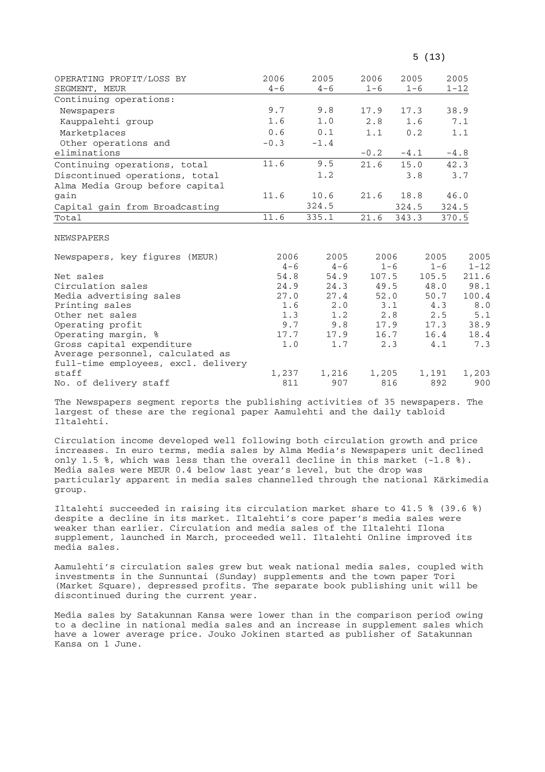| OPERATING PROFIT/LOSS BY SEGMENT, MEUR | 2006 4-6 | 2005 4-6 | 2006 1-6 | 2005 1-6 | 2005 1-12 |
|---|---|---|---|---|---|
| Continuing operations: | | | | | |
| Newspapers | 9.7 | 9.8 | 17.9 | 17.3 | 38.9 |
| Kauppalehti group | 1.6 | 1.0 | 2.8 | 1.6 | 7.1 |
| Marketplaces | 0.6 | 0.1 | 1.1 | 0.2 | 1.1 |
| Other operations and eliminations | -0.3 | -1.4 | -0.2 | -4.1 | -4.8 |
| Continuing operations, total | 11.6 | 9.5 | 21.6 | 15.0 | 42.3 |
| Discontinued operations, total | | 1.2 | | 3.8 | 3.7 |
| Alma Media Group before capital gain | 11.6 | 10.6 | 21.6 | 18.8 | 46.0 |
| Capital gain from Broadcasting | | 324.5 | | 324.5 | 324.5 |
| Total | 11.6 | 335.1 | 21.6 | 343.3 | 370.5 |

## NEWSPAPERS

| Newspapers, key figures (MEUR) | 2006 4-6 | 2005 4-6 | 2006 1-6 | 2005 1-6 | 2005 1-12 |
|---|---|---|---|---|---|
| Net sales | 54.8 | 54.9 | 107.5 | 105.5 | 211.6 |
| Circulation sales | 24.9 | 24.3 | 49.5 | 48.0 | 98.1 |
| Media advertising sales | 27.0 | 27.4 | 52.0 | 50.7 | 100.4 |
| Printing sales | 1.6 | 2.0 | 3.1 | 4.3 | 8.0 |
| Other net sales | 1.3 | 1.2 | 2.8 | 2.5 | 5.1 |
| Operating profit | 9.7 | 9.8 | 17.9 | 17.3 | 38.9 |
| Operating margin, % | 17.7 | 17.9 | 16.7 | 16.4 | 18.4 |
| Gross capital expenditure | 1.0 | 1.7 | 2.3 | 4.1 | 7.3 |
| Average personnel, calculated as full-time employees, excl. delivery staff | 1,237 | 1,216 | 1,205 | 1,191 | 1,203 |
| No. of delivery staff | 811 | 907 | 816 | 892 | 900 |

The Newspapers segment reports the publishing activities of 35 newspapers. The largest of these are the regional paper Aamulehti and the daily tabloid Iltalehti.

Circulation income developed well following both circulation growth and price increases. In euro terms, media sales by Alma Media's Newspapers unit declined only 1.5 %, which was less than the overall decline in this market (-1.8 %). Media sales were MEUR 0.4 below last year's level, but the drop was particularly apparent in media sales channelled through the national Kärkimedia group.

Iltalehti succeeded in raising its circulation market share to 41.5 % (39.6 %) despite a decline in its market. Iltalehti's core paper's media sales were weaker than earlier. Circulation and media sales of the Iltalehti Ilona supplement, launched in March, proceeded well. Iltalehti Online improved its media sales.

Aamulehti's circulation sales grew but weak national media sales, coupled with investments in the Sunnuntai (Sunday) supplements and the town paper Tori (Market Square), depressed profits. The separate book publishing unit will be discontinued during the current year.

Media sales by Satakunnan Kansa were lower than in the comparison period owing to a decline in national media sales and an increase in supplement sales which have a lower average price. Jouko Jokinen started as publisher of Satakunnan Kansa on 1 June.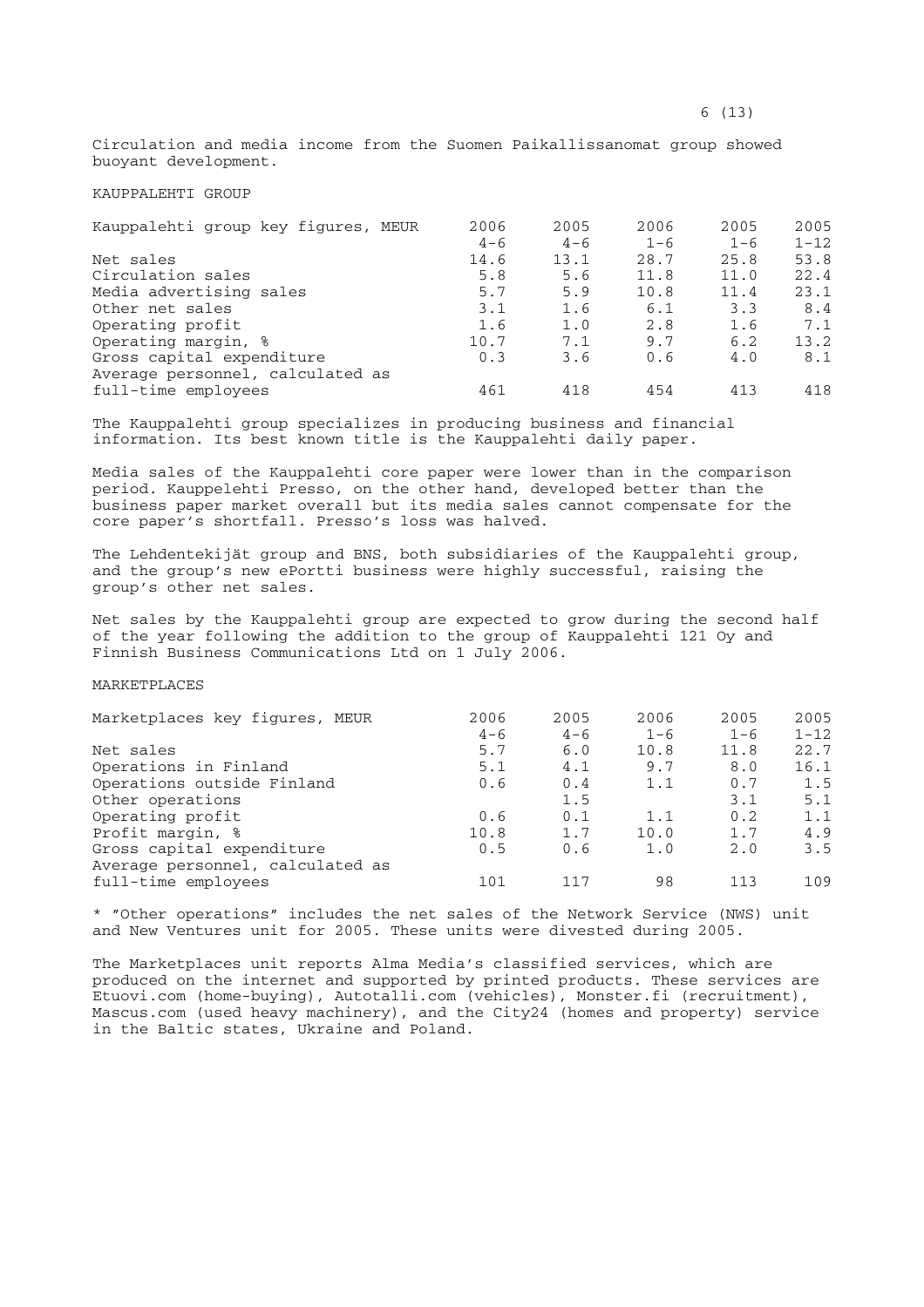Circulation and media income from the Suomen Paikallissanomat group showed buoyant development.

## KAUPPALEHTI GROUP

| Kauppalehti group key figures, MEUR | 2006 4-6 | 2005 4-6 | 2006 1-6 | 2005 1-6 | 2005 1-12 |
|---|---|---|---|---|---|
| Net sales | 14.6 | 13.1 | 28.7 | 25.8 | 53.8 |
| Circulation sales | 5.8 | 5.6 | 11.8 | 11.0 | 22.4 |
| Media advertising sales | 5.7 | 5.9 | 10.8 | 11.4 | 23.1 |
| Other net sales | 3.1 | 1.6 | 6.1 | 3.3 | 8.4 |
| Operating profit | 1.6 | 1.0 | 2.8 | 1.6 | 7.1 |
| Operating margin, % | 10.7 | 7.1 | 9.7 | 6.2 | 13.2 |
| Gross capital expenditure | 0.3 | 3.6 | 0.6 | 4.0 | 8.1 |
| Average personnel, calculated as full-time employees | 461 | 418 | 454 | 413 | 418 |

The Kauppalehti group specializes in producing business and financial information. Its best known title is the Kauppalehti daily paper.

Media sales of the Kauppalehti core paper were lower than in the comparison period. Kauppelehti Presso, on the other hand, developed better than the business paper market overall but its media sales cannot compensate for the core paper's shortfall. Presso's loss was halved.

The Lehdentekijät group and BNS, both subsidiaries of the Kauppalehti group, and the group's new ePortti business were highly successful, raising the group's other net sales.

Net sales by the Kauppalehti group are expected to grow during the second half of the year following the addition to the group of Kauppalehti 121 Oy and Finnish Business Communications Ltd on 1 July 2006.

## MARKETPLACES

| Marketplaces key figures, MEUR | 2006 4-6 | 2005 4-6 | 2006 1-6 | 2005 1-6 | 2005 1-12 |
|---|---|---|---|---|---|
| Net sales | 5.7 | 6.0 | 10.8 | 11.8 | 22.7 |
| Operations in Finland | 5.1 | 4.1 | 9.7 | 8.0 | 16.1 |
| Operations outside Finland | 0.6 | 0.4 | 1.1 | 0.7 | 1.5 |
| Other operations | | 1.5 | | 3.1 | 5.1 |
| Operating profit | 0.6 | 0.1 | 1.1 | 0.2 | 1.1 |
| Profit margin, % | 10.8 | 1.7 | 10.0 | 1.7 | 4.9 |
| Gross capital expenditure | 0.5 | 0.6 | 1.0 | 2.0 | 3.5 |
| Average personnel, calculated as full-time employees | 101 | 117 | 98 | 113 | 109 |

* "Other operations" includes the net sales of the Network Service (NWS) unit and New Ventures unit for 2005. These units were divested during 2005.

The Marketplaces unit reports Alma Media's classified services, which are produced on the internet and supported by printed products. These services are Etuovi.com (home-buying), Autotalli.com (vehicles), Monster.fi (recruitment), Mascus.com (used heavy machinery), and the City24 (homes and property) service in the Baltic states, Ukraine and Poland.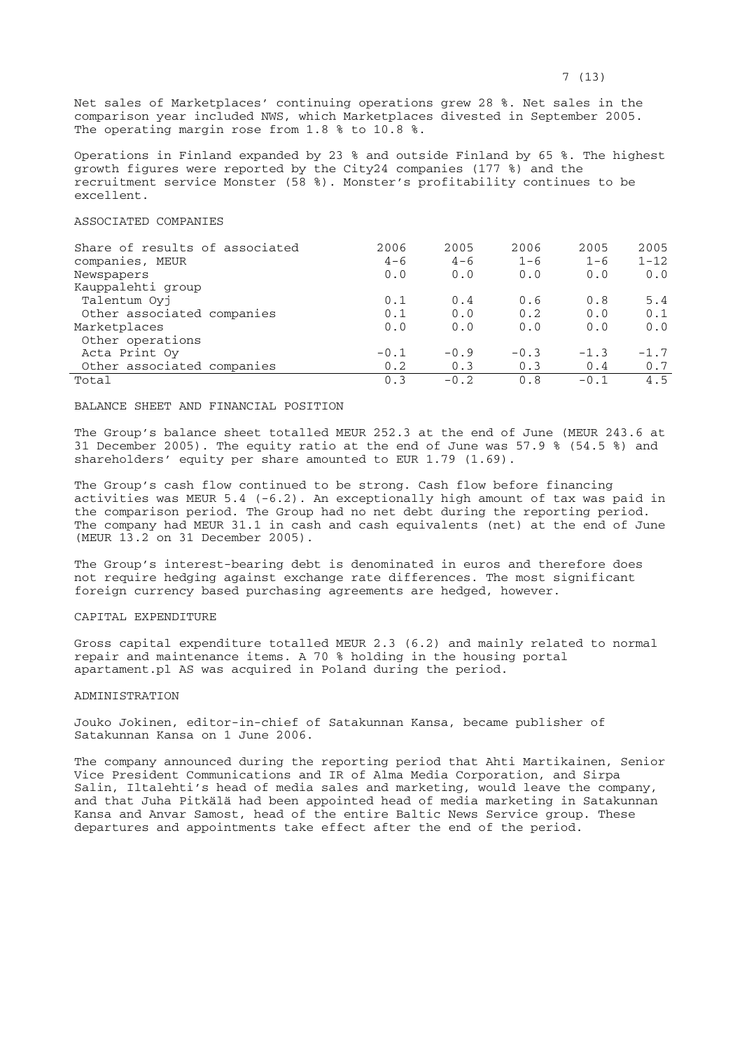Net sales of Marketplaces' continuing operations grew 28 %. Net sales in the comparison year included NWS, which Marketplaces divested in September 2005. The operating margin rose from 1.8 % to 10.8 %.

Operations in Finland expanded by 23 % and outside Finland by 65 %. The highest growth figures were reported by the City24 companies (177 %) and the recruitment service Monster (58 %). Monster's profitability continues to be excellent.

## ASSOCIATED COMPANIES

| Share of results of associated companies, MEUR | 2006 4-6 | 2005 4-6 | 2006 1-6 | 2005 1-6 | 2005 1-12 |
|---|---|---|---|---|---|
| Newspapers | 0.0 | 0.0 | 0.0 | 0.0 | 0.0 |
| Kauppalehti group | | | | | |
| Talentum Oyj | 0.1 | 0.4 | 0.6 | 0.8 | 5.4 |
| Other associated companies | 0.1 | 0.0 | 0.2 | 0.0 | 0.1 |
| Marketplaces | 0.0 | 0.0 | 0.0 | 0.0 | 0.0 |
| Other operations | | | | | |
| Acta Print Oy | -0.1 | -0.9 | -0.3 | -1.3 | -1.7 |
| Other associated companies | 0.2 | 0.3 | 0.3 | 0.4 | 0.7 |
| Total | 0.3 | -0.2 | 0.8 | -0.1 | 4.5 |

## BALANCE SHEET AND FINANCIAL POSITION

The Group's balance sheet totalled MEUR 252.3 at the end of June (MEUR 243.6 at 31 December 2005). The equity ratio at the end of June was 57.9 % (54.5 %) and shareholders' equity per share amounted to EUR 1.79 (1.69).

The Group's cash flow continued to be strong. Cash flow before financing activities was MEUR 5.4 (-6.2). An exceptionally high amount of tax was paid in the comparison period. The Group had no net debt during the reporting period. The company had MEUR 31.1 in cash and cash equivalents (net) at the end of June (MEUR 13.2 on 31 December 2005).

The Group's interest-bearing debt is denominated in euros and therefore does not require hedging against exchange rate differences. The most significant foreign currency based purchasing agreements are hedged, however.

## CAPITAL EXPENDITURE

Gross capital expenditure totalled MEUR 2.3 (6.2) and mainly related to normal repair and maintenance items. A 70 % holding in the housing portal apartament.pl AS was acquired in Poland during the period.

## ADMINISTRATION

Jouko Jokinen, editor-in-chief of Satakunnan Kansa, became publisher of Satakunnan Kansa on 1 June 2006.

The company announced during the reporting period that Ahti Martikainen, Senior Vice President Communications and IR of Alma Media Corporation, and Sirpa Salin, Iltalehti's head of media sales and marketing, would leave the company, and that Juha Pitkälä had been appointed head of media marketing in Satakunnan Kansa and Anvar Samost, head of the entire Baltic News Service group. These departures and appointments take effect after the end of the period.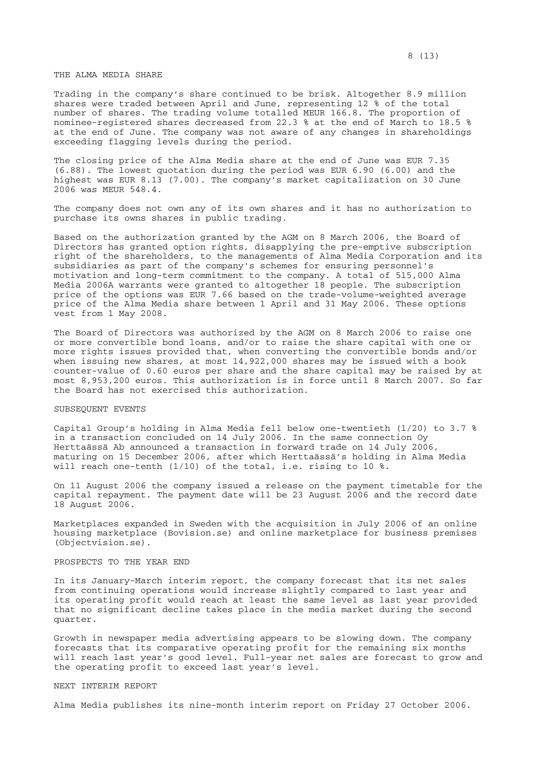## THE ALMA MEDIA SHARE

Trading in the company's share continued to be brisk. Altogether 8.9 million shares were traded between April and June, representing 12 % of the total number of shares. The trading volume totalled MEUR 166.8. The proportion of nominee-registered shares decreased from 22.3 % at the end of March to 18.5 % at the end of June. The company was not aware of any changes in shareholdings exceeding flagging levels during the period.

The closing price of the Alma Media share at the end of June was EUR 7.35 (6.88). The lowest quotation during the period was EUR 6.90 (6.00) and the highest was EUR 8.13 (7.00). The company's market capitalization on 30 June 2006 was MEUR 548.4.

The company does not own any of its own shares and it has no authorization to purchase its owns shares in public trading.

Based on the authorization granted by the AGM on 8 March 2006, the Board of Directors has granted option rights, disapplying the pre-emptive subscription right of the shareholders, to the managements of Alma Media Corporation and its subsidiaries as part of the company's schemes for ensuring personnel's motivation and long-term commitment to the company. A total of 515,000 Alma Media 2006A warrants were granted to altogether 18 people. The subscription price of the options was EUR 7.66 based on the trade-volume-weighted average price of the Alma Media share between 1 April and 31 May 2006. These options vest from 1 May 2008.

The Board of Directors was authorized by the AGM on 8 March 2006 to raise one or more convertible bond loans, and/or to raise the share capital with one or more rights issues provided that, when converting the convertible bonds and/or when issuing new shares, at most 14,922,000 shares may be issued with a book counter-value of 0.60 euros per share and the share capital may be raised by at most 8,953,200 euros. This authorization is in force until 8 March 2007. So far the Board has not exercised this authorization.

## SUBSEQUENT EVENTS

Capital Group's holding in Alma Media fell below one-twentieth (1/20) to 3.7 % in a transaction concluded on 14 July 2006. In the same connection Oy Herttaässä Ab announced a transaction in forward trade on 14 July 2006, maturing on 15 December 2006, after which Herttaässä's holding in Alma Media will reach one-tenth (1/10) of the total, i.e. rising to 10 %.

On 11 August 2006 the company issued a release on the payment timetable for the capital repayment. The payment date will be 23 August 2006 and the record date 18 August 2006.

Marketplaces expanded in Sweden with the acquisition in July 2006 of an online housing marketplace (Bovision.se) and online marketplace for business premises (Objectvision.se).

## PROSPECTS TO THE YEAR END

In its January-March interim report, the company forecast that its net sales from continuing operations would increase slightly compared to last year and its operating profit would reach at least the same level as last year provided that no significant decline takes place in the media market during the second quarter.

Growth in newspaper media advertising appears to be slowing down. The company forecasts that its comparative operating profit for the remaining six months will reach last year's good level. Full-year net sales are forecast to grow and the operating profit to exceed last year's level.

## NEXT INTERIM REPORT

Alma Media publishes its nine-month interim report on Friday 27 October 2006.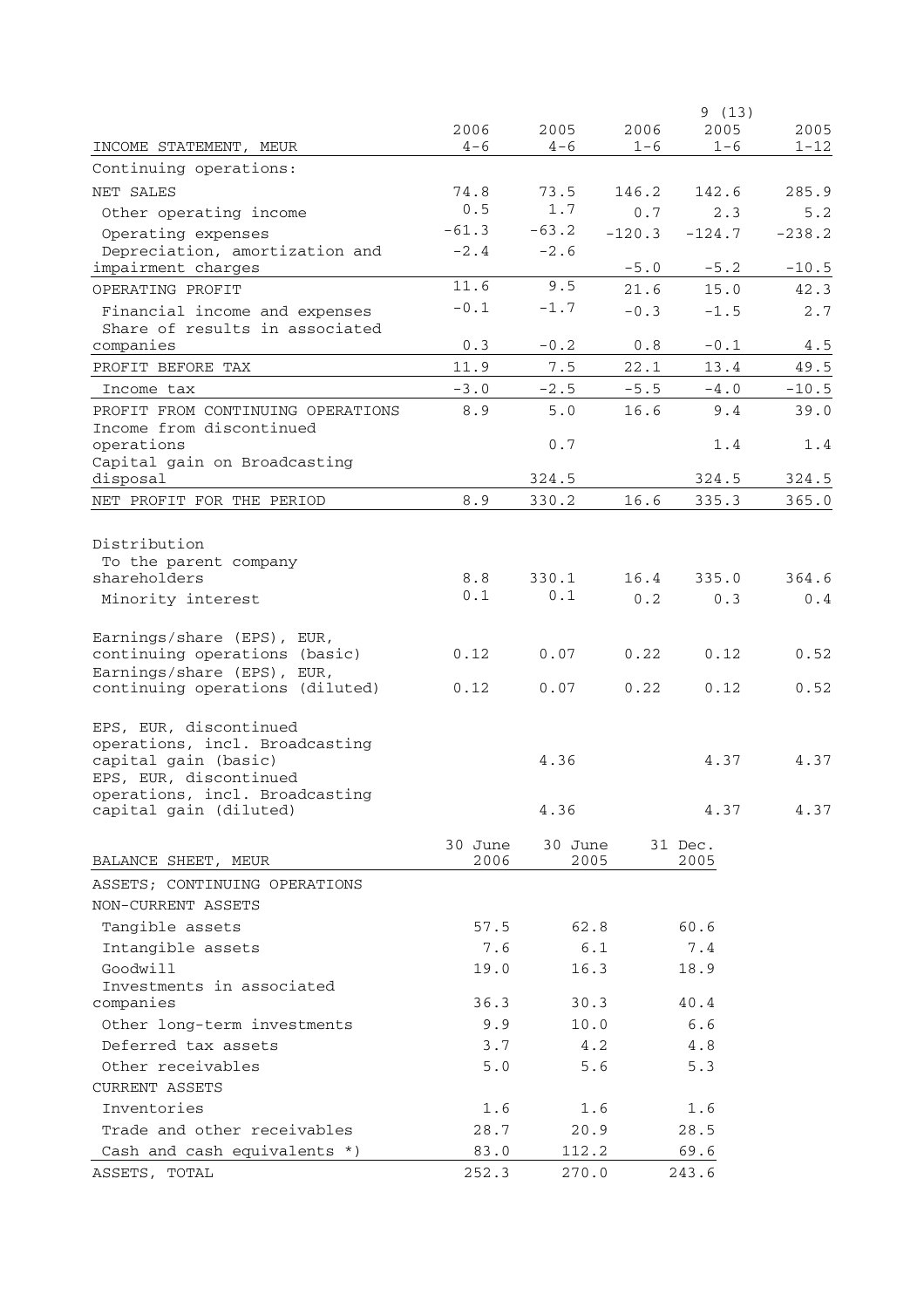| INCOME STATEMENT, MEUR | 2006 4-6 | 2005 4-6 | 2006 1-6 | 2005 1-6 | 2005 1-12 |
|---|---|---|---|---|---|
| Continuing operations: | | | | | |
| NET SALES | 74.8 | 73.5 | 146.2 | 142.6 | 285.9 |
| Other operating income | 0.5 | 1.7 | 0.7 | 2.3 | 5.2 |
| Operating expenses | -61.3 | -63.2 | -120.3 | -124.7 | -238.2 |
| Depreciation, amortization and impairment charges | -2.4 | -2.6 | -5.0 | -5.2 | -10.5 |
| OPERATING PROFIT | 11.6 | 9.5 | 21.6 | 15.0 | 42.3 |
| Financial income and expenses | -0.1 | -1.7 | -0.3 | -1.5 | 2.7 |
| Share of results in associated companies | 0.3 | -0.2 | 0.8 | -0.1 | 4.5 |
| PROFIT BEFORE TAX | 11.9 | 7.5 | 22.1 | 13.4 | 49.5 |
| Income tax | -3.0 | -2.5 | -5.5 | -4.0 | -10.5 |
| PROFIT FROM CONTINUING OPERATIONS | 8.9 | 5.0 | 16.6 | 9.4 | 39.0 |
| Income from discontinued operations | | 0.7 | | 1.4 | 1.4 |
| Capital gain on Broadcasting disposal | | 324.5 | | 324.5 | 324.5 |
| NET PROFIT FOR THE PERIOD | 8.9 | 330.2 | 16.6 | 335.3 | 365.0 |
| | | | | | |
| Distribution | | | | | |
| To the parent company shareholders | 8.8 | 330.1 | 16.4 | 335.0 | 364.6 |
| Minority interest | 0.1 | 0.1 | 0.2 | 0.3 | 0.4 |
| | | | | | |
| Earnings/share (EPS), EUR, continuing operations (basic) | 0.12 | 0.07 | 0.22 | 0.12 | 0.52 |
| Earnings/share (EPS), EUR, continuing operations (diluted) | 0.12 | 0.07 | 0.22 | 0.12 | 0.52 |
| | | | | | |
| EPS, EUR, discontinued operations, incl. Broadcasting capital gain (basic) | | 4.36 | | 4.37 | 4.37 |
| EPS, EUR, discontinued operations, incl. Broadcasting capital gain (diluted) | | 4.36 | | 4.37 | 4.37 |

| BALANCE SHEET, MEUR | 30 June 2006 | 30 June 2005 | 31 Dec. 2005 |
|---|---|---|---|
| ASSETS; CONTINUING OPERATIONS | | | |
| NON-CURRENT ASSETS | | | |
| Tangible assets | 57.5 | 62.8 | 60.6 |
| Intangible assets | 7.6 | 6.1 | 7.4 |
| Goodwill | 19.0 | 16.3 | 18.9 |
| Investments in associated companies | 36.3 | 30.3 | 40.4 |
| Other long-term investments | 9.9 | 10.0 | 6.6 |
| Deferred tax assets | 3.7 | 4.2 | 4.8 |
| Other receivables | 5.0 | 5.6 | 5.3 |
| CURRENT ASSETS | | | |
| Inventories | 1.6 | 1.6 | 1.6 |
| Trade and other receivables | 28.7 | 20.9 | 28.5 |
| Cash and cash equivalents *) | 83.0 | 112.2 | 69.6 |
| ASSETS, TOTAL | 252.3 | 270.0 | 243.6 |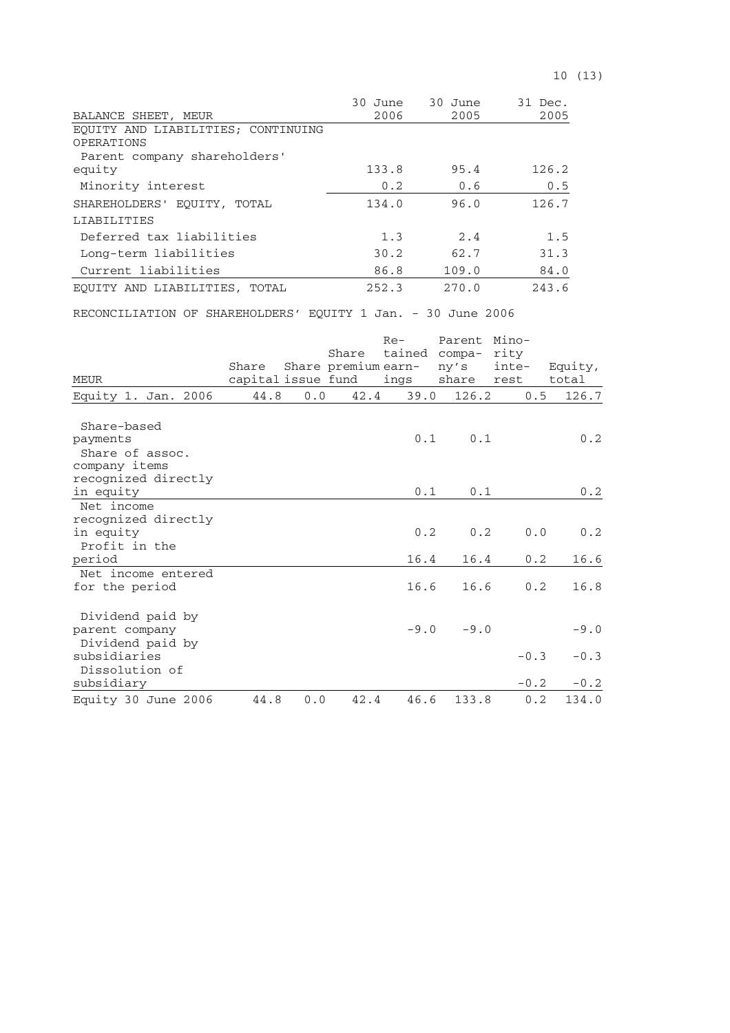| BALANCE SHEET, MEUR | 30 June 2006 | 30 June 2005 | 31 Dec. 2005 |
|---|---|---|---|
| EQUITY AND LIABILITIES; CONTINUING OPERATIONS | | | |
| Parent company shareholders' equity | 133.8 | 95.4 | 126.2 |
| Minority interest | 0.2 | 0.6 | 0.5 |
| SHAREHOLDERS' EQUITY, TOTAL | 134.0 | 96.0 | 126.7 |
| LIABILITIES | | | |
| Deferred tax liabilities | 1.3 | 2.4 | 1.5 |
| Long-term liabilities | 30.2 | 62.7 | 31.3 |
| Current liabilities | 86.8 | 109.0 | 84.0 |
| EQUITY AND LIABILITIES, TOTAL | 252.3 | 270.0 | 243.6 |

RECONCILIATION OF SHAREHOLDERS' EQUITY 1 Jan. - 30 June 2006

| MEUR | Share capital | Share issue | Share premium fund | Re-tained earn-ings | Parent compa-ny's share | Mino-rity inte-rest | Equity, total |
|---|---|---|---|---|---|---|---|
| Equity 1. Jan. 2006 | 44.8 | 0.0 | 42.4 | 39.0 | 126.2 | 0.5 | 126.7 |
| Share-based payments | | | | 0.1 | 0.1 | | 0.2 |
| Share of assoc. company items recognized directly in equity | | | | 0.1 | 0.1 | | 0.2 |
| Net income recognized directly in equity | | | | 0.2 | 0.2 | 0.0 | 0.2 |
| Profit in the period | | | | 16.4 | 16.4 | 0.2 | 16.6 |
| Net income entered for the period | | | | 16.6 | 16.6 | 0.2 | 16.8 |
| Dividend paid by parent company | | | | -9.0 | -9.0 | | -9.0 |
| Dividend paid by subsidiaries | | | | | | -0.3 | -0.3 |
| Dissolution of subsidiary | | | | | | -0.2 | -0.2 |
| Equity 30 June 2006 | 44.8 | 0.0 | 42.4 | 46.6 | 133.8 | 0.2 | 134.0 |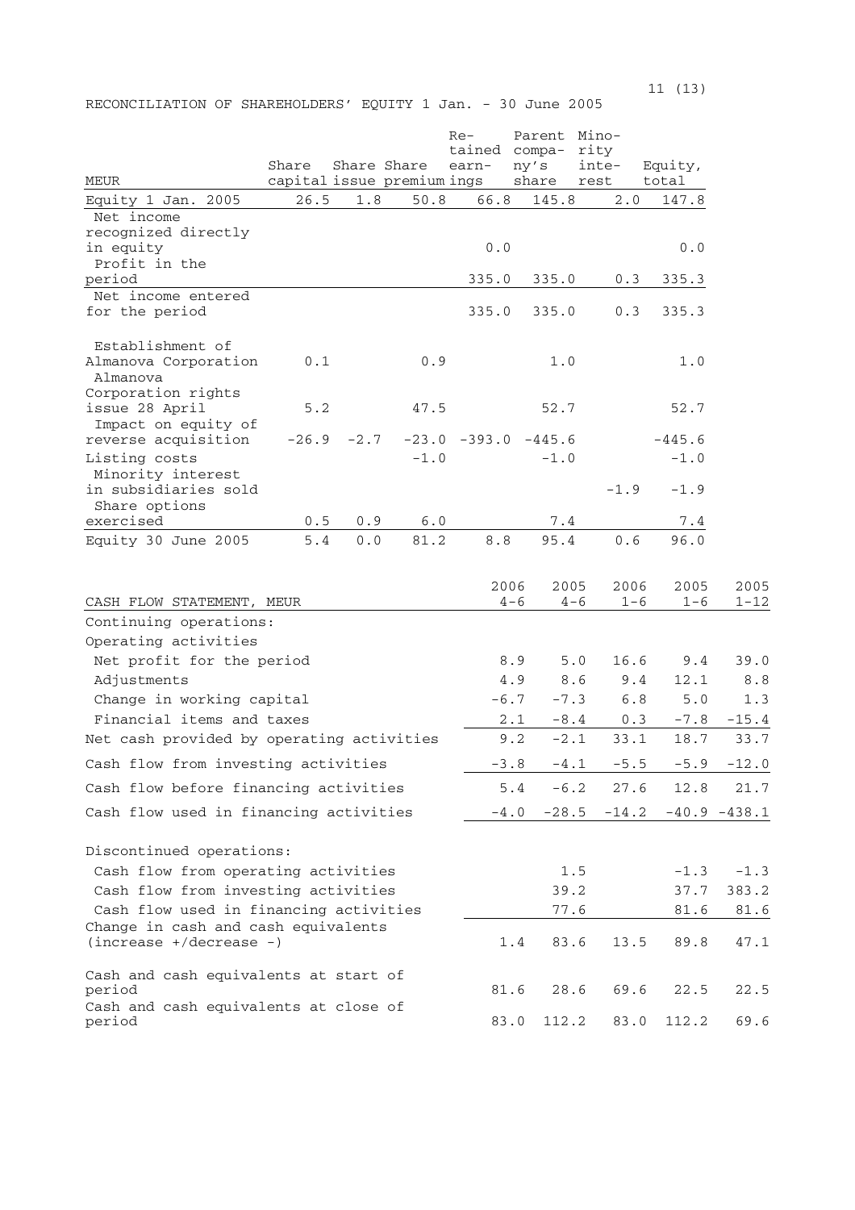RECONCILIATION OF SHAREHOLDERS' EQUITY 1 Jan. - 30 June 2005

| MEUR | Share capital | Share issue | Share premium | Retained earnings | Parent company's share | Minority interest | Equity, total |
|---|---|---|---|---|---|---|---|
| Equity 1 Jan. 2005 | 26.5 | 1.8 | 50.8 | 66.8 | 145.8 | 2.0 | 147.8 |
| Net income recognized directly in equity | | | | 0.0 | | | 0.0 |
| Profit in the period | | | | 335.0 | 335.0 | 0.3 | 335.3 |
| Net income entered for the period | | | | 335.0 | 335.0 | 0.3 | 335.3 |
| Establishment of Almanova Corporation | 0.1 | | 0.9 | | 1.0 | | 1.0 |
| Almanova Corporation rights issue 28 April | 5.2 | | 47.5 | | 52.7 | | 52.7 |
| Impact on equity of reverse acquisition | -26.9 | -2.7 | -23.0 | -393.0 | -445.6 | | -445.6 |
| Listing costs | | | -1.0 | | -1.0 | | -1.0 |
| Minority interest in subsidiaries sold | | | | | | -1.9 | -1.9 |
| Share options exercised | 0.5 | 0.9 | 6.0 | | 7.4 | | 7.4 |
| Equity 30 June 2005 | 5.4 | 0.0 | 81.2 | 8.8 | 95.4 | 0.6 | 96.0 |

| CASH FLOW STATEMENT, MEUR | 2006 4-6 | 2005 4-6 | 2006 1-6 | 2005 1-6 | 2005 1-12 |
|---|---|---|---|---|---|
| Continuing operations: | | | | | |
| Operating activities | | | | | |
| Net profit for the period | 8.9 | 5.0 | 16.6 | 9.4 | 39.0 |
| Adjustments | 4.9 | 8.6 | 9.4 | 12.1 | 8.8 |
| Change in working capital | -6.7 | -7.3 | 6.8 | 5.0 | 1.3 |
| Financial items and taxes | 2.1 | -8.4 | 0.3 | -7.8 | -15.4 |
| Net cash provided by operating activities | 9.2 | -2.1 | 33.1 | 18.7 | 33.7 |
| Cash flow from investing activities | -3.8 | -4.1 | -5.5 | -5.9 | -12.0 |
| Cash flow before financing activities | 5.4 | -6.2 | 27.6 | 12.8 | 21.7 |
| Cash flow used in financing activities | -4.0 | -28.5 | -14.2 | -40.9 | -438.1 |
| Discontinued operations: | | | | | |
| Cash flow from operating activities | | 1.5 | | -1.3 | -1.3 |
| Cash flow from investing activities | | 39.2 | | 37.7 | 383.2 |
| Cash flow used in financing activities | | 77.6 | | 81.6 | 81.6 |
| Change in cash and cash equivalents (increase +/decrease -) | 1.4 | 83.6 | 13.5 | 89.8 | 47.1 |
| Cash and cash equivalents at start of period | 81.6 | 28.6 | 69.6 | 22.5 | 22.5 |
| Cash and cash equivalents at close of period | 83.0 | 112.2 | 83.0 | 112.2 | 69.6 |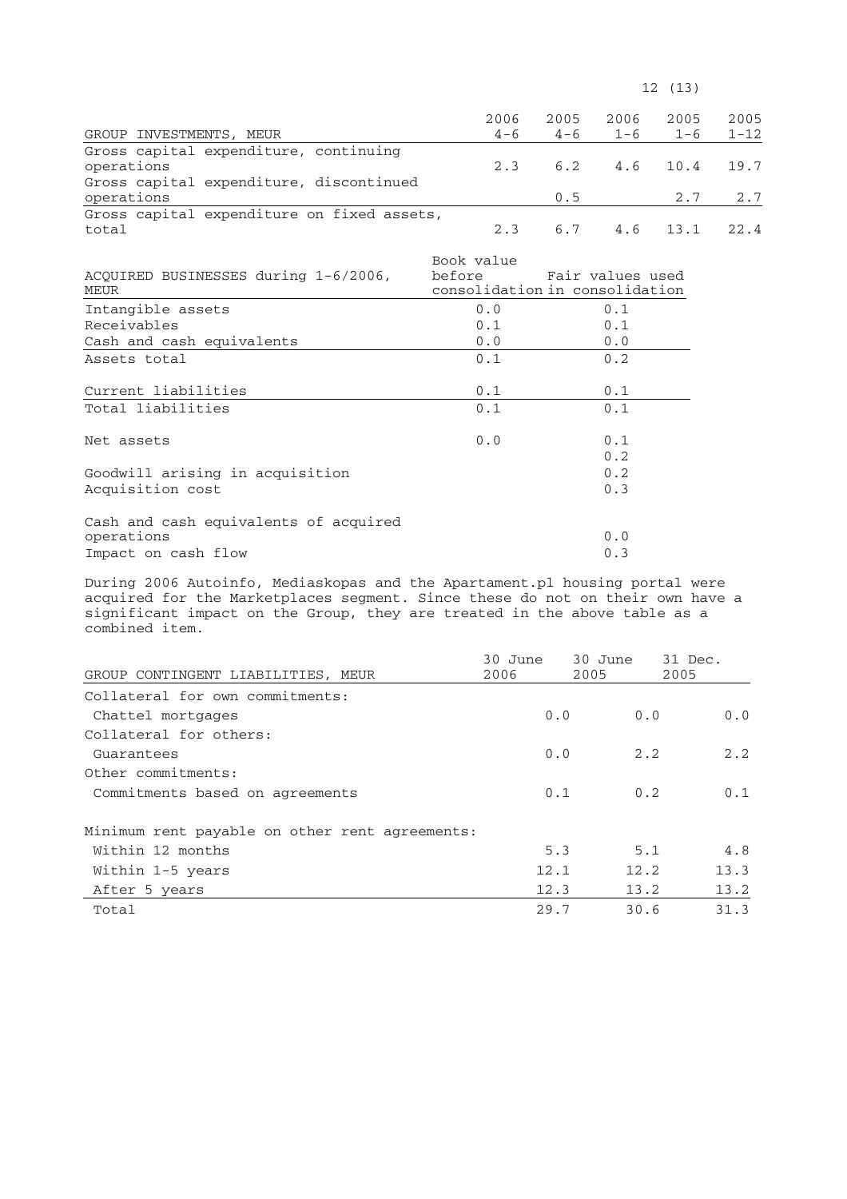| GROUP INVESTMENTS, MEUR | 2006 4-6 | 2005 4-6 | 2006 1-6 | 2005 1-6 | 2005 1-12 |
|---|---|---|---|---|---|
| Gross capital expenditure, continuing operations | 2.3 | 6.2 | 4.6 | 10.4 | 19.7 |
| Gross capital expenditure, discontinued operations | | 0.5 | | 2.7 | 2.7 |
| Gross capital expenditure on fixed assets, total | 2.3 | 6.7 | 4.6 | 13.1 | 22.4 |

| ACQUIRED BUSINESSES during 1-6/2006, MEUR | Book value before consolidation | Fair values used in consolidation |
|---|---|---|
| Intangible assets | 0.0 | 0.1 |
| Receivables | 0.1 | 0.1 |
| Cash and cash equivalents | 0.0 | 0.0 |
| Assets total | 0.1 | 0.2 |
| | | |
| Current liabilities | 0.1 | 0.1 |
| Total liabilities | 0.1 | 0.1 |
| | | |
| Net assets | 0.0 | 0.1 |
| | | 0.2 |
| Goodwill arising in acquisition | | 0.2 |
| Acquisition cost | | 0.3 |
| | | |
| Cash and cash equivalents of acquired operations | | 0.0 |
| Impact on cash flow | | 0.3 |

During 2006 Autoinfo, Mediaskopas and the Apartament.pl housing portal were acquired for the Marketplaces segment. Since these do not on their own have a significant impact on the Group, they are treated in the above table as a combined item.

| GROUP CONTINGENT LIABILITIES, MEUR | 30 June 2006 | 30 June 2005 | 31 Dec. 2005 |
|---|---|---|---|
| Collateral for own commitments: | | | |
| Chattel mortgages | 0.0 | 0.0 | 0.0 |
| Collateral for others: | | | |
| Guarantees | 0.0 | 2.2 | 2.2 |
| Other commitments: | | | |
| Commitments based on agreements | 0.1 | 0.2 | 0.1 |
| | | | |
| Minimum rent payable on other rent agreements: | | | |
| Within 12 months | 5.3 | 5.1 | 4.8 |
| Within 1-5 years | 12.1 | 12.2 | 13.3 |
| After 5 years | 12.3 | 13.2 | 13.2 |
| Total | 29.7 | 30.6 | 31.3 |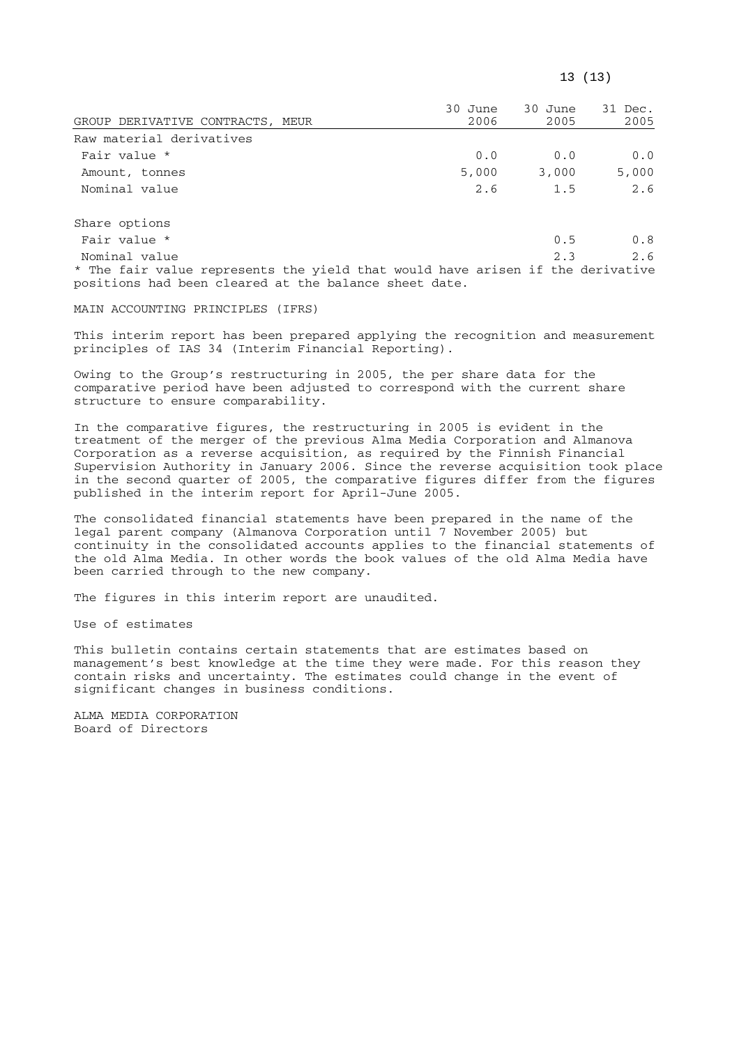| GROUP DERIVATIVE CONTRACTS, MEUR | 30 June 2006 | 30 June 2005 | 31 Dec. 2005 |
|---|---|---|---|
| Raw material derivatives | | | |
| Fair value * | 0.0 | 0.0 | 0.0 |
| Amount, tonnes | 5,000 | 3,000 | 5,000 |
| Nominal value | 2.6 | 1.5 | 2.6 |
| | | | |
| Share options | | | |
| Fair value * | | 0.5 | 0.8 |
| Nominal value | | 2.3 | 2.6 |

* The fair value represents the yield that would have arisen if the derivative positions had been cleared at the balance sheet date.

## MAIN ACCOUNTING PRINCIPLES (IFRS)

This interim report has been prepared applying the recognition and measurement principles of IAS 34 (Interim Financial Reporting).

Owing to the Group's restructuring in 2005, the per share data for the comparative period have been adjusted to correspond with the current share structure to ensure comparability.

In the comparative figures, the restructuring in 2005 is evident in the treatment of the merger of the previous Alma Media Corporation and Almanova Corporation as a reverse acquisition, as required by the Finnish Financial Supervision Authority in January 2006. Since the reverse acquisition took place in the second quarter of 2005, the comparative figures differ from the figures published in the interim report for April-June 2005.

The consolidated financial statements have been prepared in the name of the legal parent company (Almanova Corporation until 7 November 2005) but continuity in the consolidated accounts applies to the financial statements of the old Alma Media. In other words the book values of the old Alma Media have been carried through to the new company.

The figures in this interim report are unaudited.

### Use of estimates

This bulletin contains certain statements that are estimates based on management's best knowledge at the time they were made. For this reason they contain risks and uncertainty. The estimates could change in the event of significant changes in business conditions.

ALMA MEDIA CORPORATION
Board of Directors